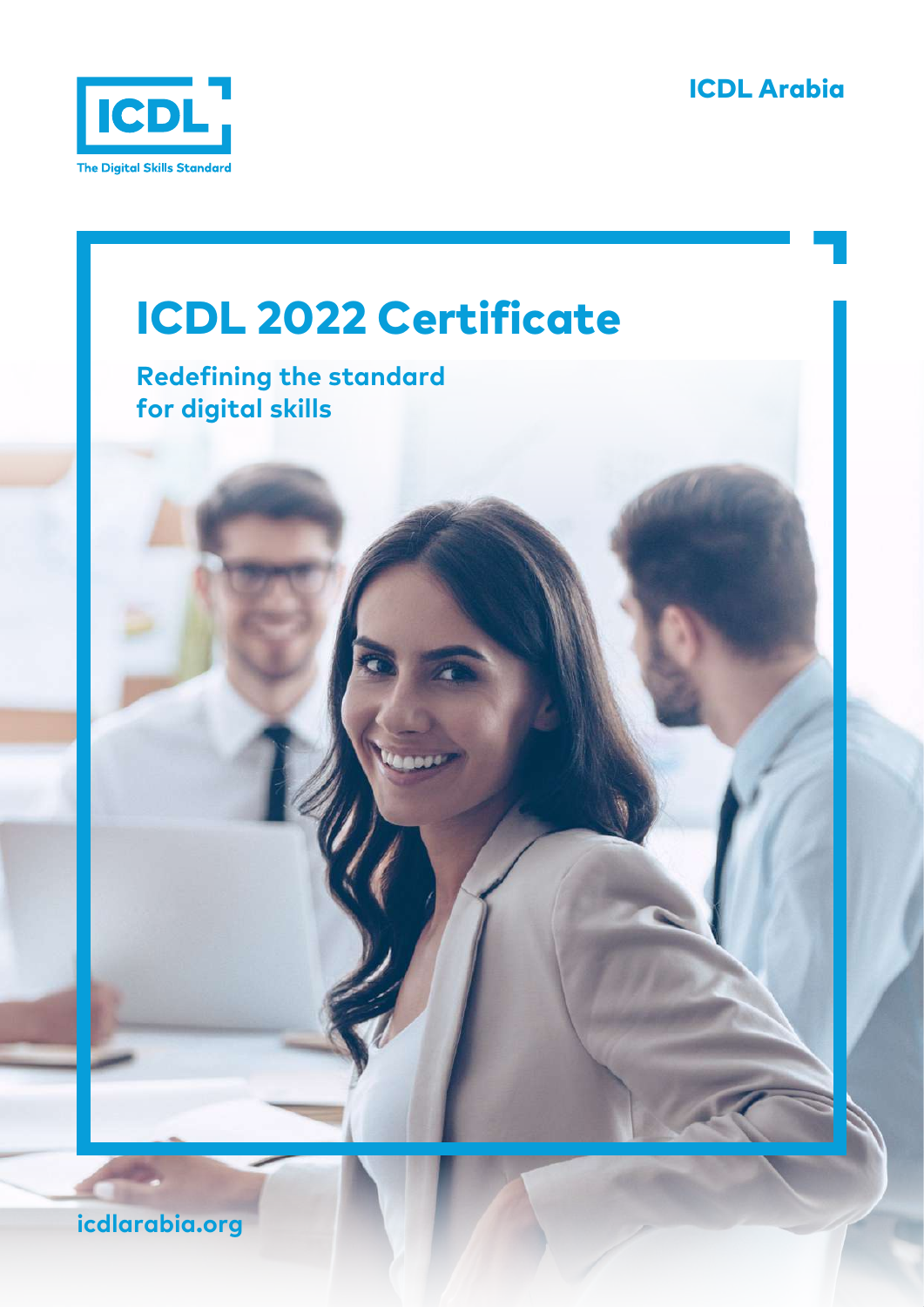ICDL

The Digital Skills Standard

ICDL Arabia

# ICDL 2022 Certificate

## Redefining the standard for digital skills

icdlarabia.org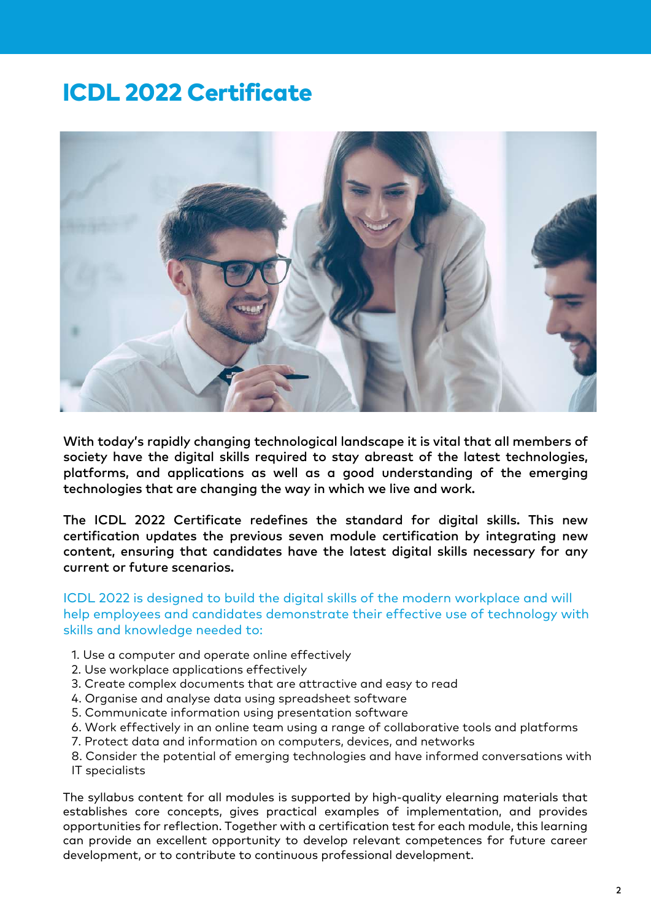# ICDL 2022 Certificate

**With today's rapidly changing technological landscape it is vital that all members of society have the digital skills required to stay abreast of the latest technologies, platforms, and applications as well as a good understanding of the emerging technologies that are changing the way in which we live and work.**

**The ICDL 2022 Certificate redefines the standard for digital skills. This new certification updates the previous seven module certification by integrating new content, ensuring that candidates have the latest digital skills necessary for any current or future scenarios.**

ICDL 2022 is designed to build the digital skills of the modern workplace and will help employees and candidates demonstrate their effective use of technology with skills and knowledge needed to:

1. Use a computer and operate online effectively
2. Use workplace applications effectively
3. Create complex documents that are attractive and easy to read
4. Organise and analyse data using spreadsheet software
5. Communicate information using presentation software
6. Work effectively in an online team using a range of collaborative tools and platforms
7. Protect data and information on computers, devices, and networks
8. Consider the potential of emerging technologies and have informed conversations with IT specialists

The syllabus content for all modules is supported by high-quality elearning materials that establishes core concepts, gives practical examples of implementation, and provides opportunities for reflection. Together with a certification test for each module, this learning can provide an excellent opportunity to develop relevant competences for future career development, or to contribute to continuous professional development.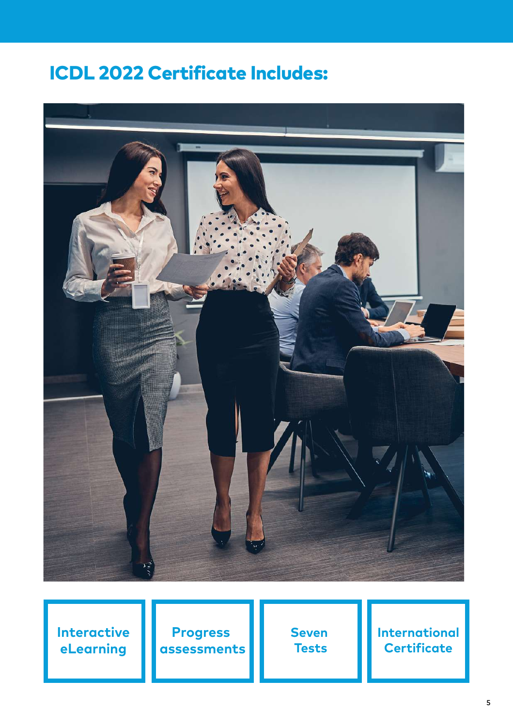## ICDL 2022 Certificate Includes:

- Interactive eLearning
- Progress assessments
- Seven Tests
- International Certificate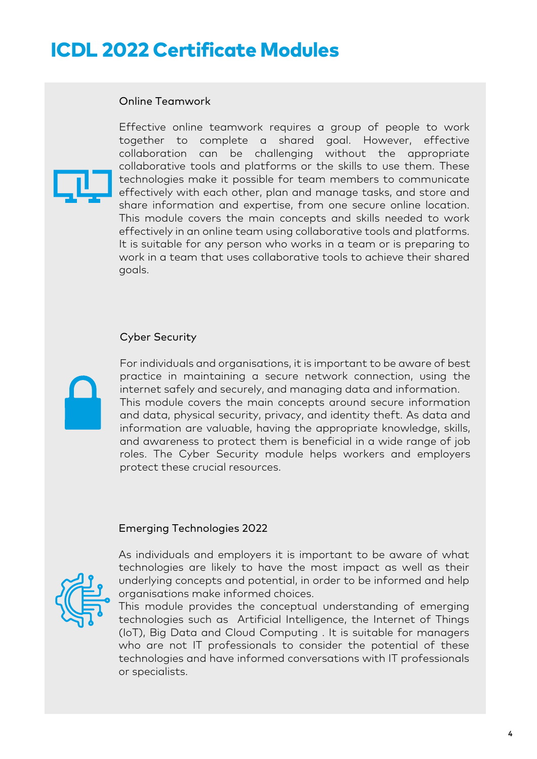# ICDL 2022 Certificate Modules

### Online Teamwork

Effective online teamwork requires a group of people to work together to complete a shared goal. However, effective collaboration can be challenging without the appropriate collaborative tools and platforms or the skills to use them. These technologies make it possible for team members to communicate effectively with each other, plan and manage tasks, and store and share information and expertise, from one secure online location. This module covers the main concepts and skills needed to work effectively in an online team using collaborative tools and platforms. It is suitable for any person who works in a team or is preparing to work in a team that uses collaborative tools to achieve their shared goals.

### Cyber Security

For individuals and organisations, it is important to be aware of best practice in maintaining a secure network connection, using the internet safely and securely, and managing data and information.
This module covers the main concepts around secure information and data, physical security, privacy, and identity theft. As data and information are valuable, having the appropriate knowledge, skills, and awareness to protect them is beneficial in a wide range of job roles. The Cyber Security module helps workers and employers protect these crucial resources.

### Emerging Technologies 2022

As individuals and employers it is important to be aware of what technologies are likely to have the most impact as well as their underlying concepts and potential, in order to be informed and help organisations make informed choices.
This module provides the conceptual understanding of emerging technologies such as Artificial Intelligence, the Internet of Things (IoT), Big Data and Cloud Computing . It is suitable for managers who are not IT professionals to consider the potential of these technologies and have informed conversations with IT professionals or specialists.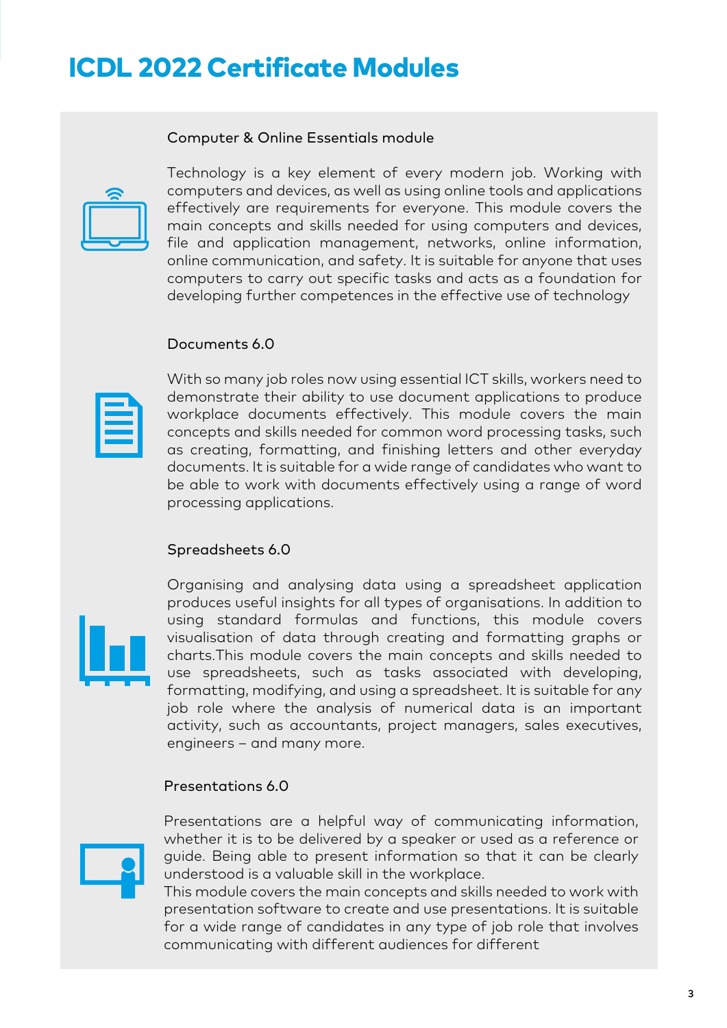# ICDL 2022 Certificate Modules

### Computer & Online Essentials module

Technology is a key element of every modern job. Working with computers and devices, as well as using online tools and applications effectively are requirements for everyone. This module covers the main concepts and skills needed for using computers and devices, file and application management, networks, online information, online communication, and safety. It is suitable for anyone that uses computers to carry out specific tasks and acts as a foundation for developing further competences in the effective use of technology

### Documents 6.0

With so many job roles now using essential ICT skills, workers need to demonstrate their ability to use document applications to produce workplace documents effectively. This module covers the main concepts and skills needed for common word processing tasks, such as creating, formatting, and finishing letters and other everyday documents. It is suitable for a wide range of candidates who want to be able to work with documents effectively using a range of word processing applications.

### Spreadsheets 6.0

Organising and analysing data using a spreadsheet application produces useful insights for all types of organisations. In addition to using standard formulas and functions, this module covers visualisation of data through creating and formatting graphs or charts.This module covers the main concepts and skills needed to use spreadsheets, such as tasks associated with developing, formatting, modifying, and using a spreadsheet. It is suitable for any job role where the analysis of numerical data is an important activity, such as accountants, project managers, sales executives, engineers – and many more.

### Presentations 6.0

Presentations are a helpful way of communicating information, whether it is to be delivered by a speaker or used as a reference or guide. Being able to present information so that it can be clearly understood is a valuable skill in the workplace.
This module covers the main concepts and skills needed to work with presentation software to create and use presentations. It is suitable for a wide range of candidates in any type of job role that involves communicating with different audiences for different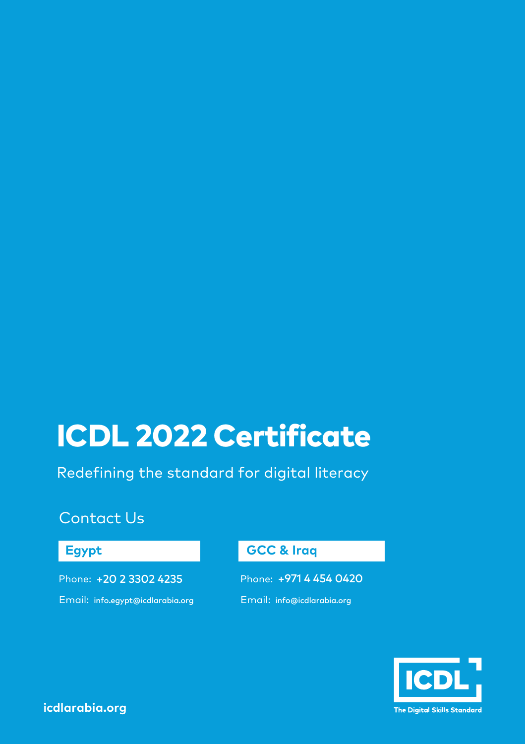# ICDL 2022 Certificate

Redefining the standard for digital literacy

## Contact Us

### Egypt

Phone: +20 2 3302 4235

Email: info.egypt@icdlarabia.org

### GCC & Iraq

Phone: +971 4 454 0420

Email: info@icdlarabia.org

ICDL

The Digital Skills Standard

icdlarabia.org